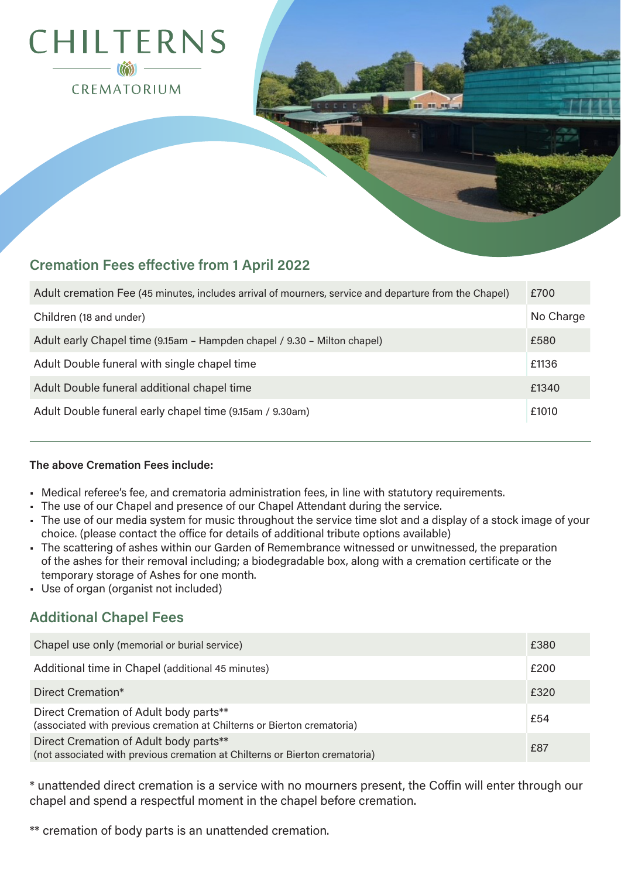# CHILTERNS

CREMATORIUM

## Cremation Fees effective from 1 April 2022

| Service | Fee |
|---|---|
| Adult cremation Fee (45 minutes, includes arrival of mourners, service and departure from the Chapel) | £700 |
| Children (18 and under) | No Charge |
| Adult early Chapel time (9.15am – Hampden chapel / 9.30 – Milton chapel) | £580 |
| Adult Double funeral with single chapel time | £1136 |
| Adult Double funeral additional chapel time | £1340 |
| Adult Double funeral early chapel time (9.15am / 9.30am) | £1010 |

**The above Cremation Fees include:**

- Medical referee's fee, and crematoria administration fees, in line with statutory requirements.
- The use of our Chapel and presence of our Chapel Attendant during the service.
- The use of our media system for music throughout the service time slot and a display of a stock image of your choice. (please contact the office for details of additional tribute options available)
- The scattering of ashes within our Garden of Remembrance witnessed or unwitnessed, the preparation of the ashes for their removal including; a biodegradable box, along with a cremation certificate or the temporary storage of Ashes for one month.
- Use of organ (organist not included)

## Additional Chapel Fees

| Service | Fee |
|---|---|
| Chapel use only (memorial or burial service) | £380 |
| Additional time in Chapel (additional 45 minutes) | £200 |
| Direct Cremation* | £320 |
| Direct Cremation of Adult body parts** (associated with previous cremation at Chilterns or Bierton crematoria) | £54 |
| Direct Cremation of Adult body parts** (not associated with previous cremation at Chilterns or Bierton crematoria) | £87 |

* unattended direct cremation is a service with no mourners present, the Coffin will enter through our chapel and spend a respectful moment in the chapel before cremation.

** cremation of body parts is an unattended cremation.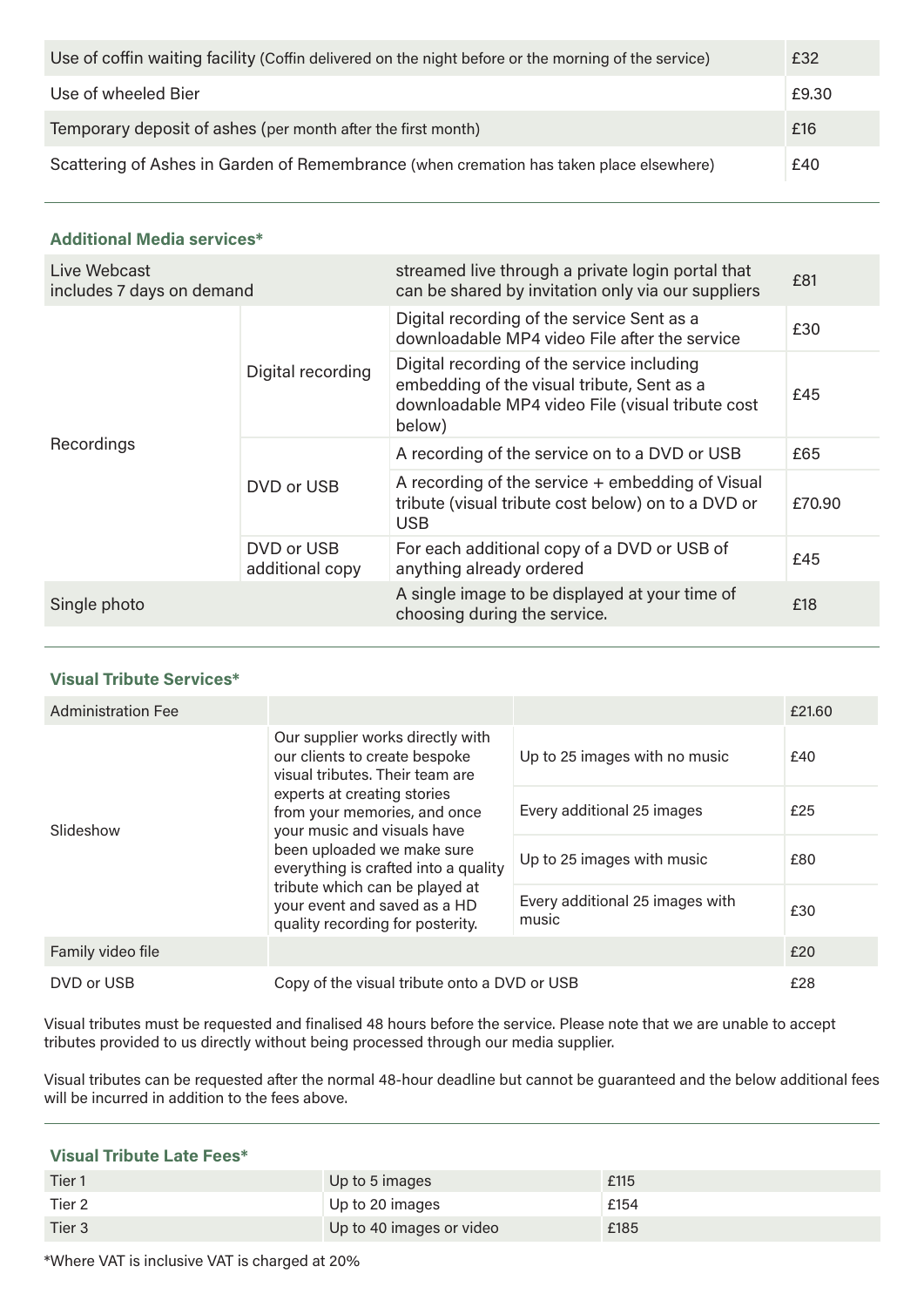| | |
|---|---|
| Use of coffin waiting facility (Coffin delivered on the night before or the morning of the service) | £32 |
| Use of wheeled Bier | £9.30 |
| Temporary deposit of ashes (per month after the first month) | £16 |
| Scattering of Ashes in Garden of Remembrance (when cremation has taken place elsewhere) | £40 |

### Additional Media services*

| | | | |
|---|---|---|---|
| Live Webcast includes 7 days on demand | | streamed live through a private login portal that can be shared by invitation only via our suppliers | £81 |
| Recordings | Digital recording | Digital recording of the service Sent as a downloadable MP4 video File after the service | £30 |
| | | Digital recording of the service including embedding of the visual tribute, Sent as a downloadable MP4 video File (visual tribute cost below) | £45 |
| | DVD or USB | A recording of the service on to a DVD or USB | £65 |
| | | A recording of the service + embedding of Visual tribute (visual tribute cost below) on to a DVD or USB | £70.90 |
| | DVD or USB additional copy | For each additional copy of a DVD or USB of anything already ordered | £45 |
| Single photo | | A single image to be displayed at your time of choosing during the service. | £18 |

### Visual Tribute Services*

| | | | |
|---|---|---|---|
| Administration Fee | | | £21.60 |
| Slideshow | Our supplier works directly with our clients to create bespoke visual tributes. Their team are experts at creating stories from your memories, and once your music and visuals have been uploaded we make sure everything is crafted into a quality tribute which can be played at your event and saved as a HD quality recording for posterity. | Up to 25 images with no music | £40 |
| | | Every additional 25 images | £25 |
| | | Up to 25 images with music | £80 |
| | | Every additional 25 images with music | £30 |
| Family video file | | | £20 |
| DVD or USB | Copy of the visual tribute onto a DVD or USB | | £28 |

Visual tributes must be requested and finalised 48 hours before the service. Please note that we are unable to accept tributes provided to us directly without being processed through our media supplier.

Visual tributes can be requested after the normal 48-hour deadline but cannot be guaranteed and the below additional fees will be incurred in addition to the fees above.

### Visual Tribute Late Fees*

| | | |
|---|---|---|
| Tier 1 | Up to 5 images | £115 |
| Tier 2 | Up to 20 images | £154 |
| Tier 3 | Up to 40 images or video | £185 |

*Where VAT is inclusive VAT is charged at 20%